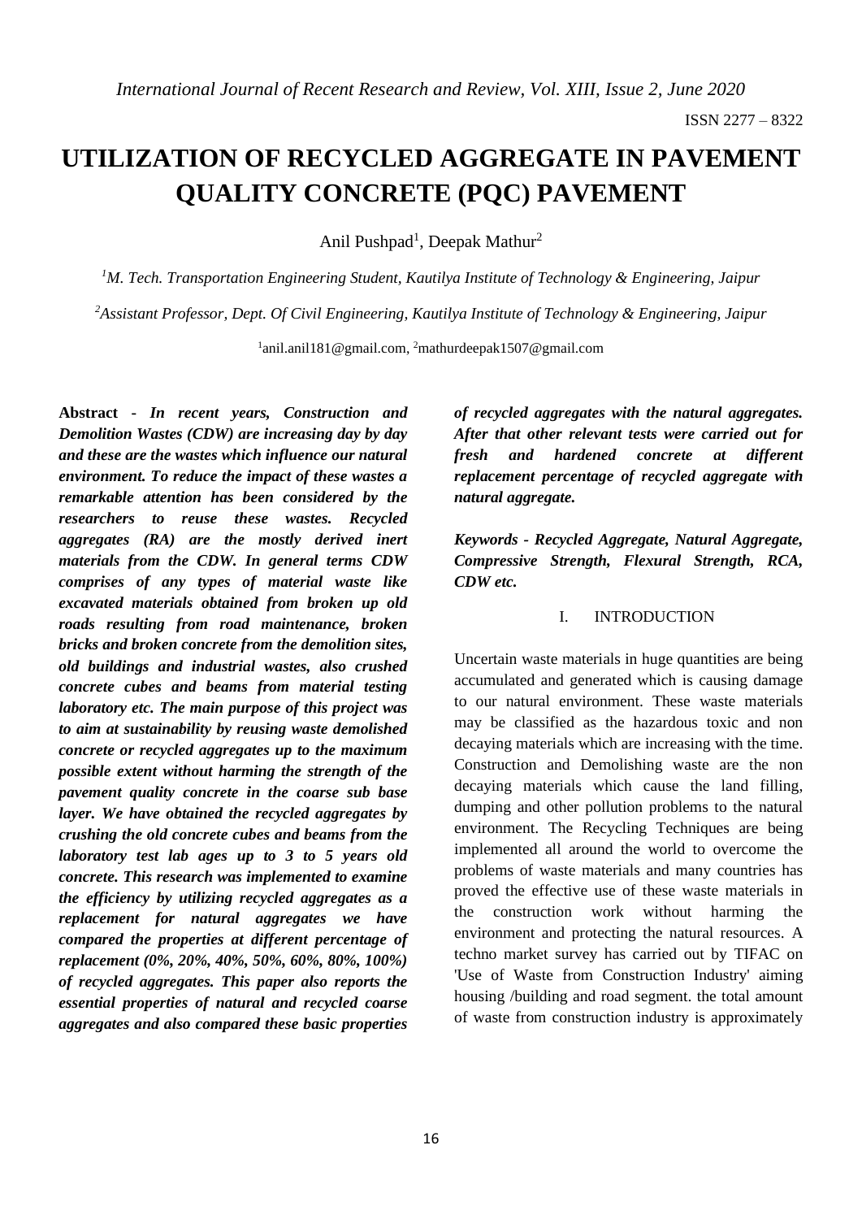# UTILIZATION OF RECYCLED AGGREGATE IN PAVEMENT QUALITY CONCRETE (PQC) PAVEMENT

Anil Pushpad[1], Deepak Mathur[2]

[1]*M. Tech. Transportation Engineering Student, Kautilya Institute of Technology & Engineering, Jaipur*

[2]*Assistant Professor, Dept. Of Civil Engineering, Kautilya Institute of Technology & Engineering, Jaipur*

[1]anil.anil181@gmail.com, [2]mathurdeepak1507@gmail.com

**Abstract -** ***In recent years, Construction and Demolition Wastes (CDW) are increasing day by day and these are the wastes which influence our natural environment. To reduce the impact of these wastes a remarkable attention has been considered by the researchers to reuse these wastes. Recycled aggregates (RA) are the mostly derived inert materials from the CDW. In general terms CDW comprises of any types of material waste like excavated materials obtained from broken up old roads resulting from road maintenance, broken bricks and broken concrete from the demolition sites, old buildings and industrial wastes, also crushed concrete cubes and beams from material testing laboratory etc. The main purpose of this project was to aim at sustainability by reusing waste demolished concrete or recycled aggregates up to the maximum possible extent without harming the strength of the pavement quality concrete in the coarse sub base layer. We have obtained the recycled aggregates by crushing the old concrete cubes and beams from the laboratory test lab ages up to 3 to 5 years old concrete. This research was implemented to examine the efficiency by utilizing recycled aggregates as a replacement for natural aggregates we have compared the properties at different percentage of replacement (0%, 20%, 40%, 50%, 60%, 80%, 100%) of recycled aggregates. This paper also reports the essential properties of natural and recycled coarse aggregates and also compared these basic properties of recycled aggregates with the natural aggregates. After that other relevant tests were carried out for fresh and hardened concrete at different replacement percentage of recycled aggregate with natural aggregate.***

***Keywords - Recycled Aggregate, Natural Aggregate, Compressive Strength, Flexural Strength, RCA, CDW etc.***

## I. INTRODUCTION

Uncertain waste materials in huge quantities are being accumulated and generated which is causing damage to our natural environment. These waste materials may be classified as the hazardous toxic and non decaying materials which are increasing with the time. Construction and Demolishing waste are the non decaying materials which cause the land filling, dumping and other pollution problems to the natural environment. The Recycling Techniques are being implemented all around the world to overcome the problems of waste materials and many countries has proved the effective use of these waste materials in the construction work without harming the environment and protecting the natural resources. A techno market survey has carried out by TIFAC on 'Use of Waste from Construction Industry' aiming housing /building and road segment. the total amount of waste from construction industry is approximately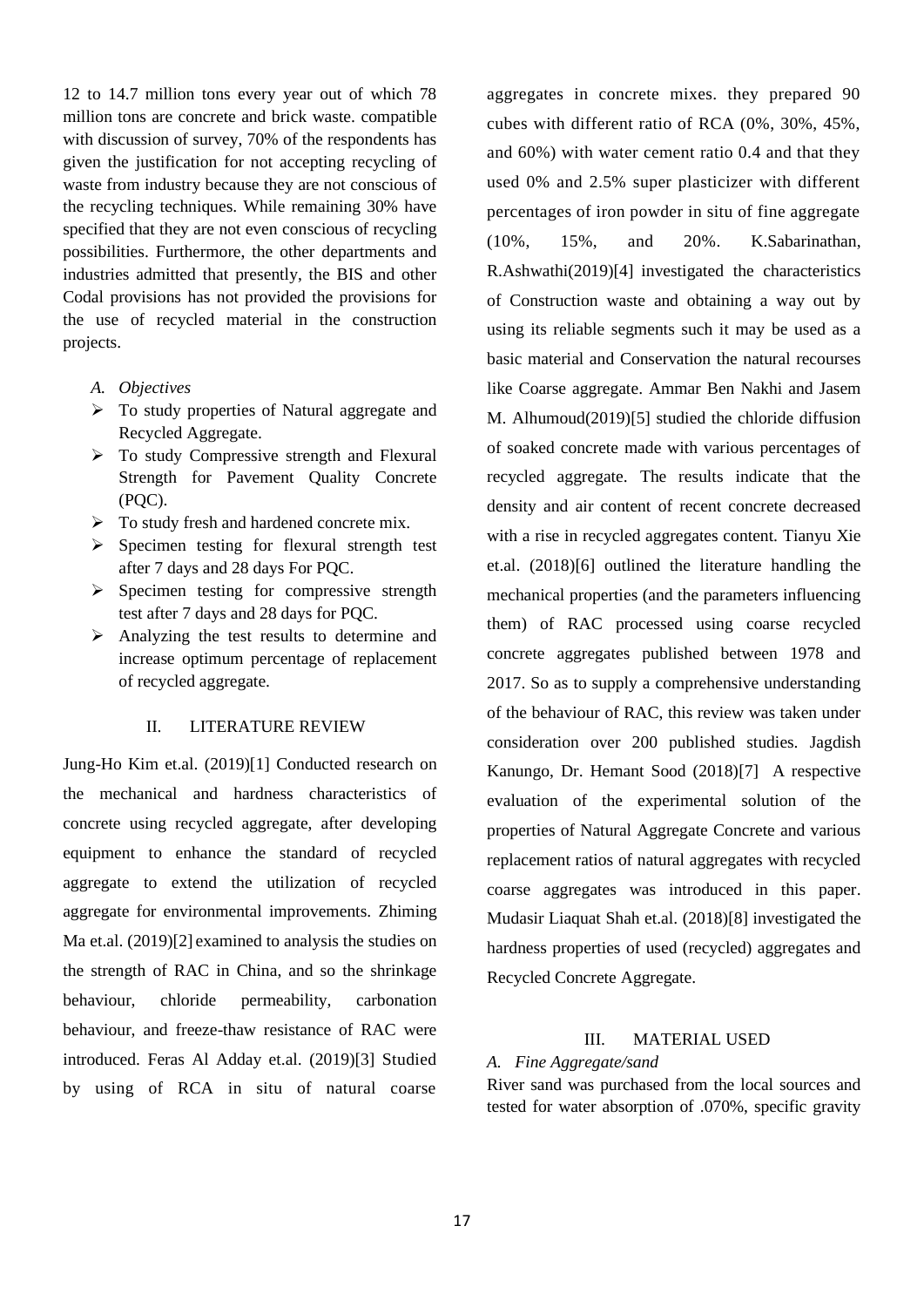12 to 14.7 million tons every year out of which 78 million tons are concrete and brick waste. compatible with discussion of survey, 70% of the respondents has given the justification for not accepting recycling of waste from industry because they are not conscious of the recycling techniques. While remaining 30% have specified that they are not even conscious of recycling possibilities. Furthermore, the other departments and industries admitted that presently, the BIS and other Codal provisions has not provided the provisions for the use of recycled material in the construction projects.

### *A. Objectives*

- To study properties of Natural aggregate and Recycled Aggregate.
- To study Compressive strength and Flexural Strength for Pavement Quality Concrete (PQC).
- To study fresh and hardened concrete mix.
- Specimen testing for flexural strength test after 7 days and 28 days For PQC.
- Specimen testing for compressive strength test after 7 days and 28 days for PQC.
- Analyzing the test results to determine and increase optimum percentage of replacement of recycled aggregate.

## II. LITERATURE REVIEW

Jung-Ho Kim et.al. (2019)[1] Conducted research on the mechanical and hardness characteristics of concrete using recycled aggregate, after developing equipment to enhance the standard of recycled aggregate to extend the utilization of recycled aggregate for environmental improvements. Zhiming Ma et.al. (2019)[2] examined to analysis the studies on the strength of RAC in China, and so the shrinkage behaviour, chloride permeability, carbonation behaviour, and freeze-thaw resistance of RAC were introduced. Feras Al Adday et.al. (2019)[3] Studied by using of RCA in situ of natural coarse aggregates in concrete mixes. they prepared 90 cubes with different ratio of RCA (0%, 30%, 45%, and 60%) with water cement ratio 0.4 and that they used 0% and 2.5% super plasticizer with different percentages of iron powder in situ of fine aggregate (10%, 15%, and 20%. K.Sabarinathan, R.Ashwathi(2019)[4] investigated the characteristics of Construction waste and obtaining a way out by using its reliable segments such it may be used as a basic material and Conservation the natural recourses like Coarse aggregate. Ammar Ben Nakhi and Jasem M. Alhumoud(2019)[5] studied the chloride diffusion of soaked concrete made with various percentages of recycled aggregate. The results indicate that the density and air content of recent concrete decreased with a rise in recycled aggregates content. Tianyu Xie et.al. (2018)[6] outlined the literature handling the mechanical properties (and the parameters influencing them) of RAC processed using coarse recycled concrete aggregates published between 1978 and 2017. So as to supply a comprehensive understanding of the behaviour of RAC, this review was taken under consideration over 200 published studies. Jagdish Kanungo, Dr. Hemant Sood (2018)[7] A respective evaluation of the experimental solution of the properties of Natural Aggregate Concrete and various replacement ratios of natural aggregates with recycled coarse aggregates was introduced in this paper. Mudasir Liaquat Shah et.al. (2018)[8] investigated the hardness properties of used (recycled) aggregates and Recycled Concrete Aggregate.

## III. MATERIAL USED

### *A. Fine Aggregate/sand*

River sand was purchased from the local sources and tested for water absorption of .070%, specific gravity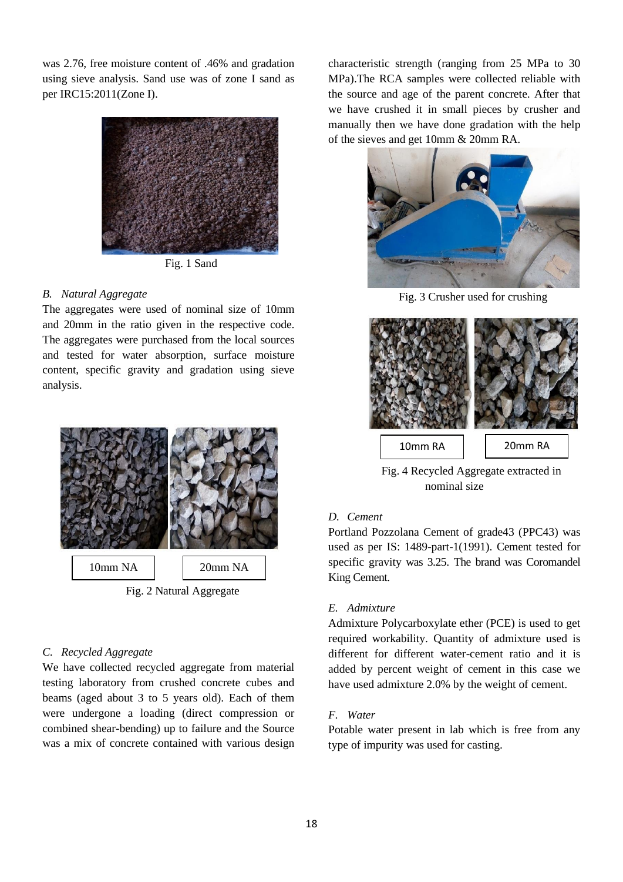was 2.76, free moisture content of .46% and gradation using sieve analysis. Sand use was of zone I sand as per IRC15:2011(Zone I).

Fig. 1 Sand

### B. *Natural Aggregate*

The aggregates were used of nominal size of 10mm and 20mm in the ratio given in the respective code. The aggregates were purchased from the local sources and tested for water absorption, surface moisture content, specific gravity and gradation using sieve analysis.

10mm NA

20mm NA

Fig. 2 Natural Aggregate

### C. *Recycled Aggregate*

We have collected recycled aggregate from material testing laboratory from crushed concrete cubes and beams (aged about 3 to 5 years old). Each of them were undergone a loading (direct compression or combined shear-bending) up to failure and the Source was a mix of concrete contained with various design characteristic strength (ranging from 25 MPa to 30 MPa).The RCA samples were collected reliable with the source and age of the parent concrete. After that we have crushed it in small pieces by crusher and manually then we have done gradation with the help of the sieves and get 10mm & 20mm RA.

Fig. 3 Crusher used for crushing

10mm RA

20mm RA

Fig. 4 Recycled Aggregate extracted in nominal size

### D. *Cement*

Portland Pozzolana Cement of grade43 (PPC43) was used as per IS: 1489-part-1(1991). Cement tested for specific gravity was 3.25. The brand was Coromandel King Cement.

### E. *Admixture*

Admixture Polycarboxylate ether (PCE) is used to get required workability. Quantity of admixture used is different for different water-cement ratio and it is added by percent weight of cement in this case we have used admixture 2.0% by the weight of cement.

### F. *Water*

Potable water present in lab which is free from any type of impurity was used for casting.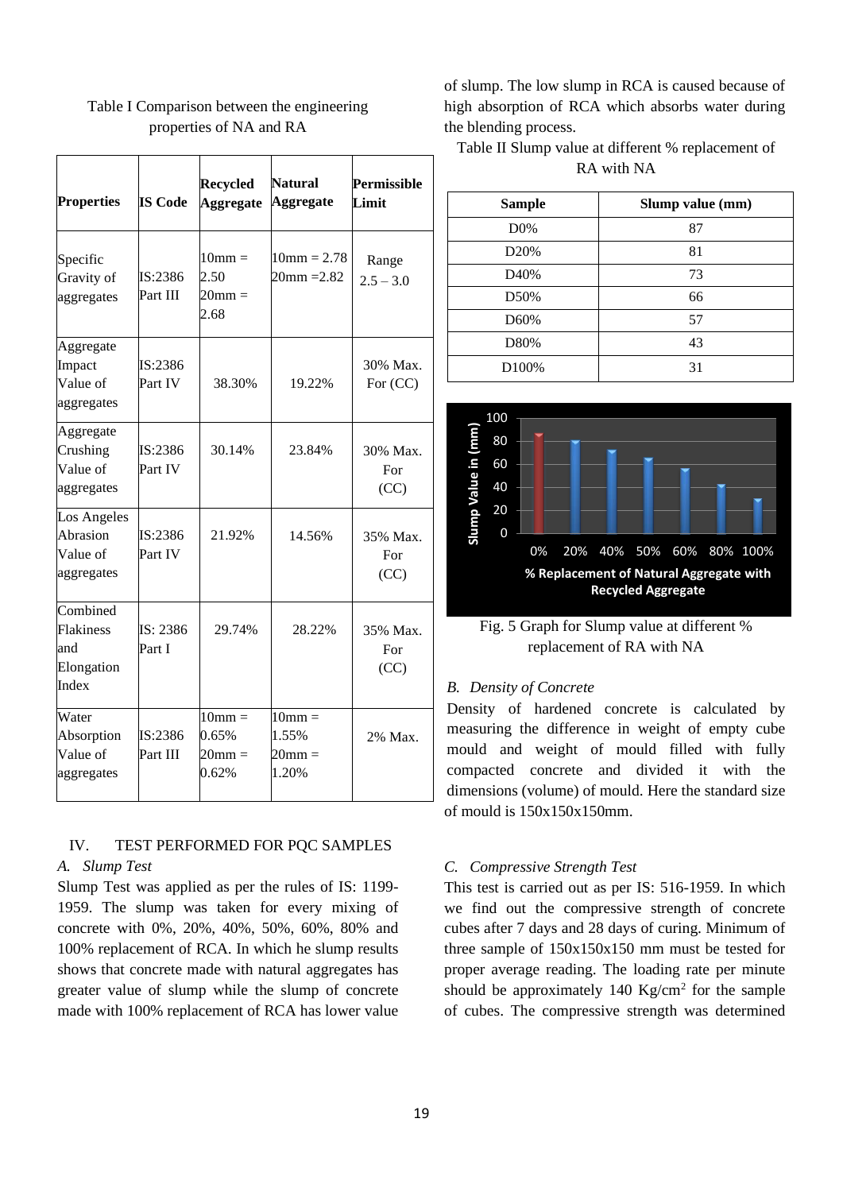Table I Comparison between the engineering properties of NA and RA

| Properties | IS Code | Recycled Aggregate | Natural Aggregate | Permissible Limit |
|---|---|---|---|---|
| Specific Gravity of aggregates | IS:2386 Part III | 10mm = 2.50 20mm = 2.68 | 10mm = 2.78 20mm =2.82 | Range 2.5 – 3.0 |
| Aggregate Impact Value of aggregates | IS:2386 Part IV | 38.30% | 19.22% | 30% Max. For (CC) |
| Aggregate Crushing Value of aggregates | IS:2386 Part IV | 30.14% | 23.84% | 30% Max. For (CC) |
| Los Angeles Abrasion Value of aggregates | IS:2386 Part IV | 21.92% | 14.56% | 35% Max. For (CC) |
| Combined Flakiness and Elongation Index | IS: 2386 Part I | 29.74% | 28.22% | 35% Max. For (CC) |
| Water Absorption Value of aggregates | IS:2386 Part III | 10mm = 0.65% 20mm = 0.62% | 10mm = 1.55% 20mm = 1.20% | 2% Max. |

## IV. TEST PERFORMED FOR PQC SAMPLES

### *A. Slump Test*

Slump Test was applied as per the rules of IS: 1199-1959. The slump was taken for every mixing of concrete with 0%, 20%, 40%, 50%, 60%, 80% and 100% replacement of RCA. In which he slump results shows that concrete made with natural aggregates has greater value of slump while the slump of concrete made with 100% replacement of RCA has lower value of slump. The low slump in RCA is caused because of high absorption of RCA which absorbs water during the blending process.

Table II Slump value at different % replacement of RA with NA

| Sample | Slump value (mm) |
|---|---|
| D0% | 87 |
| D20% | 81 |
| D40% | 73 |
| D50% | 66 |
| D60% | 57 |
| D80% | 43 |
| D100% | 31 |

Fig. 5 Graph for Slump value at different % replacement of RA with NA

### *B. Density of Concrete*

Density of hardened concrete is calculated by measuring the difference in weight of empty cube mould and weight of mould filled with fully compacted concrete and divided it with the dimensions (volume) of mould. Here the standard size of mould is 150x150x150mm.

### *C. Compressive Strength Test*

This test is carried out as per IS: 516-1959. In which we find out the compressive strength of concrete cubes after 7 days and 28 days of curing. Minimum of three sample of 150x150x150 mm must be tested for proper average reading. The loading rate per minute should be approximately 140 $Kg/cm^2$ for the sample of cubes. The compressive strength was determined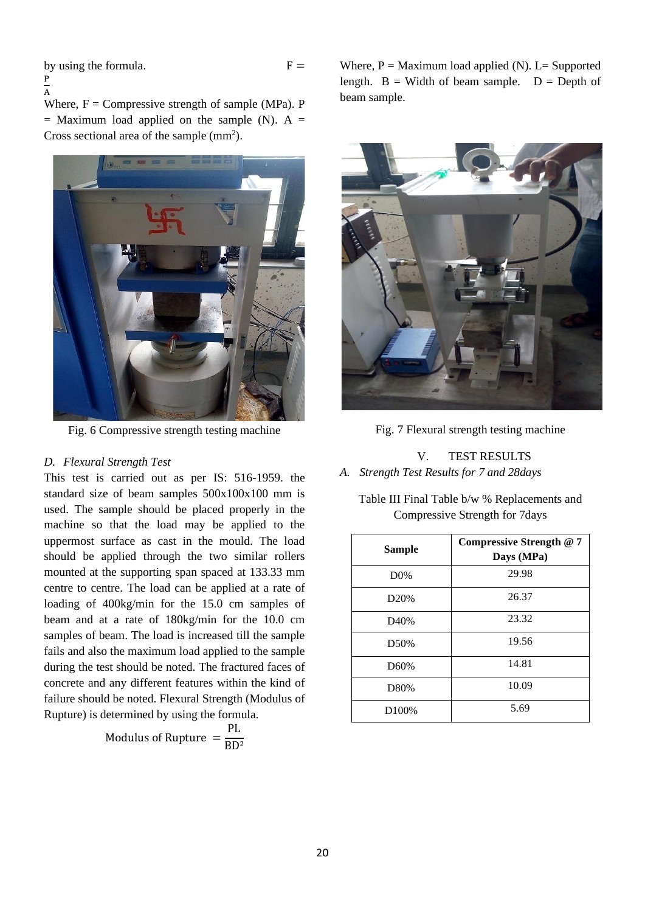by using the formula. $F = \frac{P}{A}$

Where, F = Compressive strength of sample (MPa). P = Maximum load applied on the sample (N). A = Cross sectional area of the sample ($mm^2$).

Fig. 6 Compressive strength testing machine

*D. Flexural Strength Test*

This test is carried out as per IS: 516-1959. the standard size of beam samples 500x100x100 mm is used. The sample should be placed properly in the machine so that the load may be applied to the uppermost surface as cast in the mould. The load should be applied through the two similar rollers mounted at the supporting span spaced at 133.33 mm centre to centre. The load can be applied at a rate of loading of 400kg/min for the 15.0 cm samples of beam and at a rate of 180kg/min for the 10.0 cm samples of beam. The load is increased till the sample fails and also the maximum load applied to the sample during the test should be noted. The fractured faces of concrete and any different features within the kind of failure should be noted. Flexural Strength (Modulus of Rupture) is determined by using the formula.

$$\text{Modulus of Rupture } = \frac{PL}{BD^2}$$

Where, P = Maximum load applied (N). L= Supported length. B = Width of beam sample. D = Depth of beam sample.

Fig. 7 Flexural strength testing machine

## V. TEST RESULTS

*A. Strength Test Results for 7 and 28days*

Table III Final Table b/w % Replacements and Compressive Strength for 7days

| Sample | Compressive Strength @ 7 Days (MPa) |
|---|---|
| D0% | 29.98 |
| D20% | 26.37 |
| D40% | 23.32 |
| D50% | 19.56 |
| D60% | 14.81 |
| D80% | 10.09 |
| D100% | 5.69 |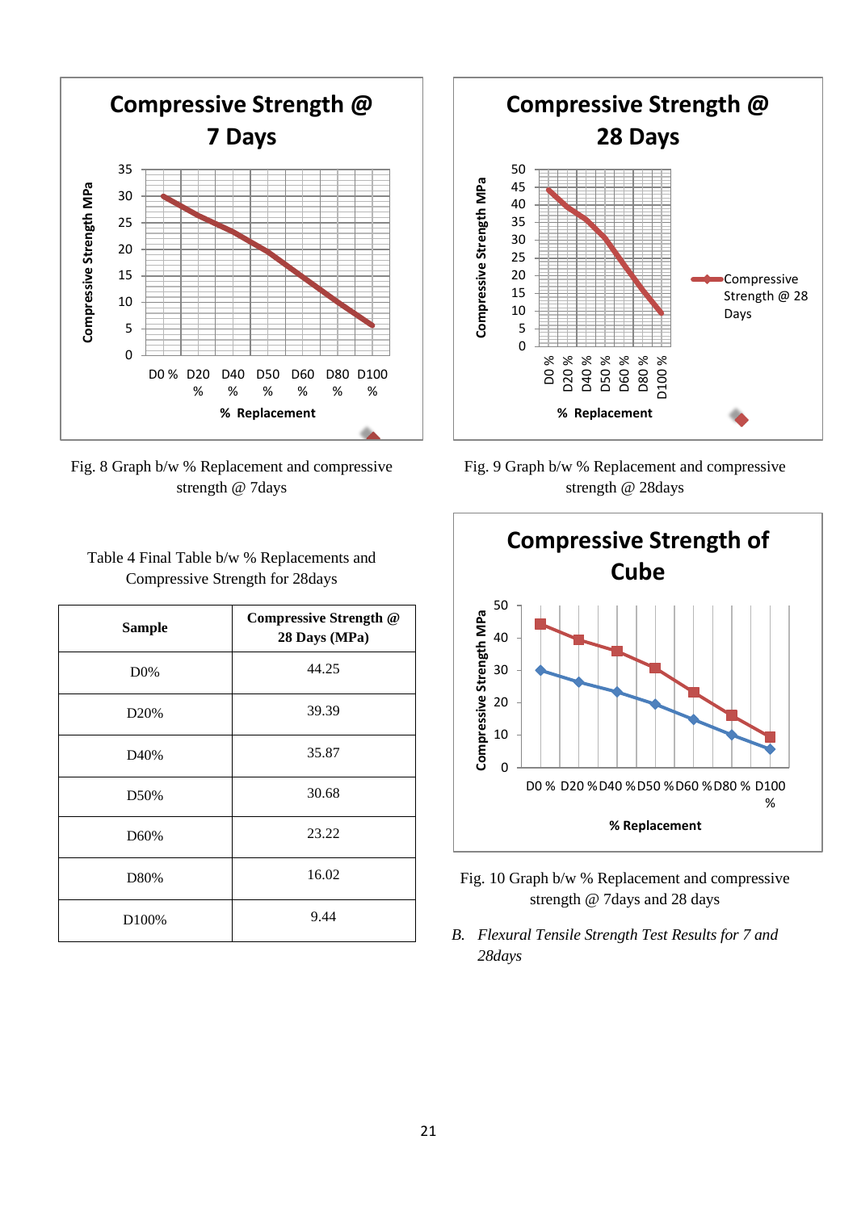Fig. 8 Graph b/w % Replacement and compressive strength @ 7days

Fig. 9 Graph b/w % Replacement and compressive strength @ 28days

Table 4 Final Table b/w % Replacements and Compressive Strength for 28days

| Sample | Compressive Strength @ 28 Days (MPa) |
|---|---|
| D0% | 44.25 |
| D20% | 39.39 |
| D40% | 35.87 |
| D50% | 30.68 |
| D60% | 23.22 |
| D80% | 16.02 |
| D100% | 9.44 |

Fig. 10 Graph b/w % Replacement and compressive strength @ 7days and 28 days

*B. Flexural Tensile Strength Test Results for 7 and 28days*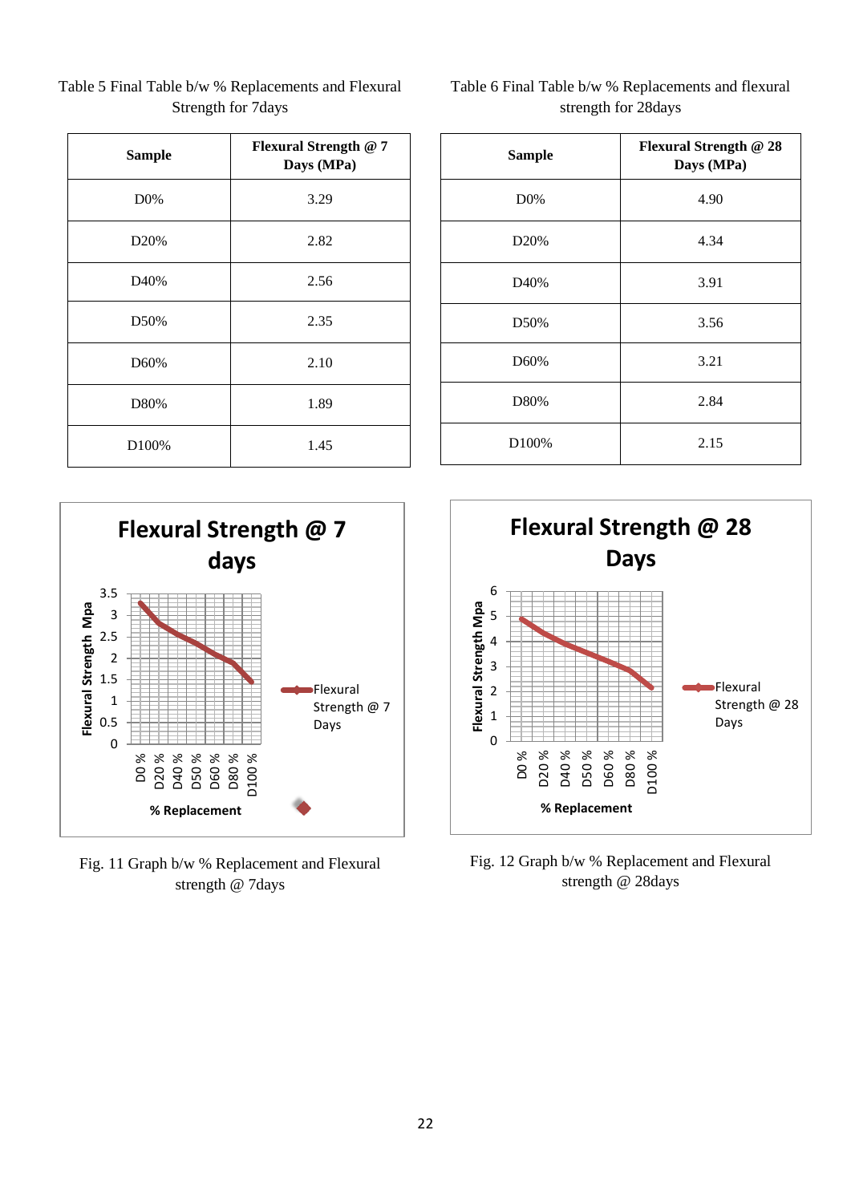Table 5 Final Table b/w % Replacements and Flexural Strength for 7days

| Sample | Flexural Strength @ 7 Days (MPa) |
|---|---|
| D0% | 3.29 |
| D20% | 2.82 |
| D40% | 2.56 |
| D50% | 2.35 |
| D60% | 2.10 |
| D80% | 1.89 |
| D100% | 1.45 |

Table 6 Final Table b/w % Replacements and flexural strength for 28days

| Sample | Flexural Strength @ 28 Days (MPa) |
|---|---|
| D0% | 4.90 |
| D20% | 4.34 |
| D40% | 3.91 |
| D50% | 3.56 |
| D60% | 3.21 |
| D80% | 2.84 |
| D100% | 2.15 |

Fig. 11 Graph b/w % Replacement and Flexural strength @ 7days

Fig. 12 Graph b/w % Replacement and Flexural strength @ 28days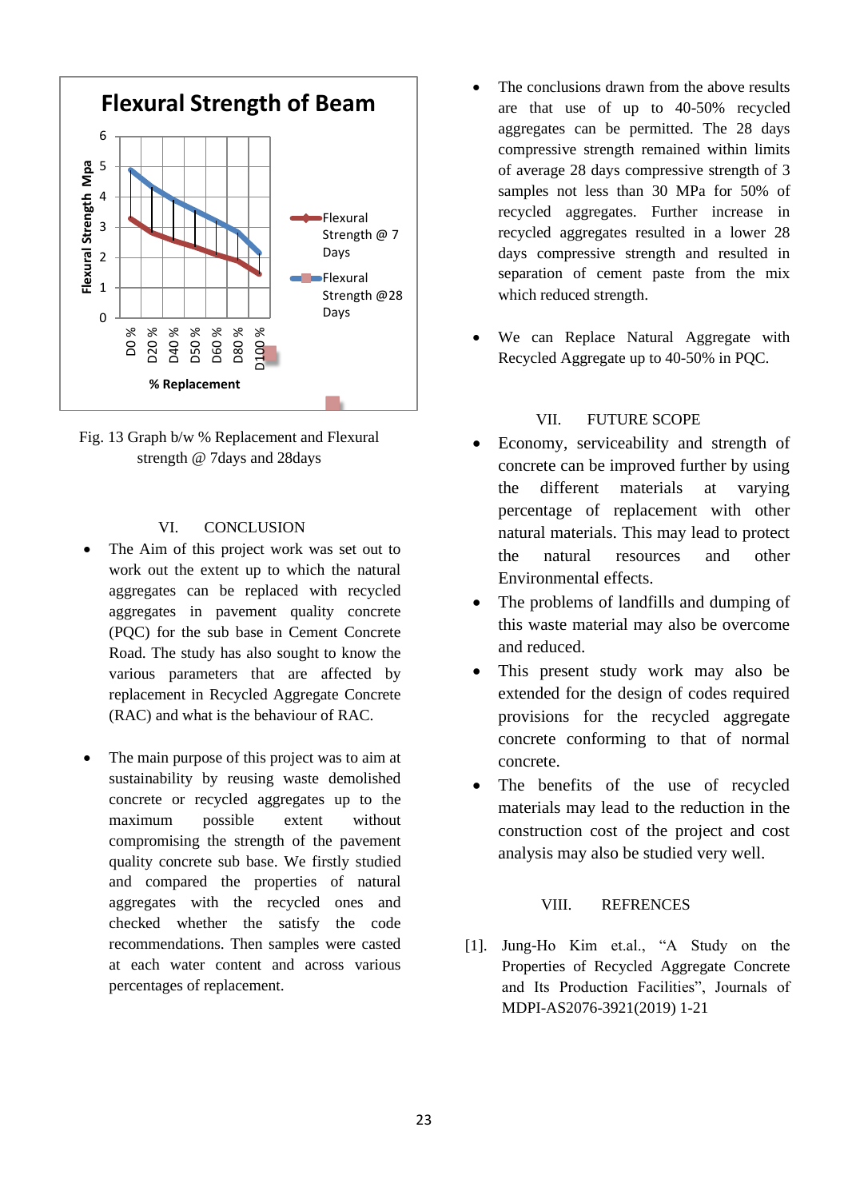Fig. 13 Graph b/w % Replacement and Flexural strength @ 7days and 28days

## VI. CONCLUSION

- The Aim of this project work was set out to work out the extent up to which the natural aggregates can be replaced with recycled aggregates in pavement quality concrete (PQC) for the sub base in Cement Concrete Road. The study has also sought to know the various parameters that are affected by replacement in Recycled Aggregate Concrete (RAC) and what is the behaviour of RAC.

- The main purpose of this project was to aim at sustainability by reusing waste demolished concrete or recycled aggregates up to the maximum possible extent without compromising the strength of the pavement quality concrete sub base. We firstly studied and compared the properties of natural aggregates with the recycled ones and checked whether the satisfy the code recommendations. Then samples were casted at each water content and across various percentages of replacement.

- The conclusions drawn from the above results are that use of up to 40-50% recycled aggregates can be permitted. The 28 days compressive strength remained within limits of average 28 days compressive strength of 3 samples not less than 30 MPa for 50% of recycled aggregates. Further increase in recycled aggregates resulted in a lower 28 days compressive strength and resulted in separation of cement paste from the mix which reduced strength.

- We can Replace Natural Aggregate with Recycled Aggregate up to 40-50% in PQC.

## VII. FUTURE SCOPE

- Economy, serviceability and strength of concrete can be improved further by using the different materials at varying percentage of replacement with other natural materials. This may lead to protect the natural resources and other Environmental effects.
- The problems of landfills and dumping of this waste material may also be overcome and reduced.
- This present study work may also be extended for the design of codes required provisions for the recycled aggregate concrete conforming to that of normal concrete.
- The benefits of the use of recycled materials may lead to the reduction in the construction cost of the project and cost analysis may also be studied very well.

## VIII. REFRENCES

[1]. Jung-Ho Kim et.al., "A Study on the Properties of Recycled Aggregate Concrete and Its Production Facilities", Journals of MDPI-AS2076-3921(2019) 1-21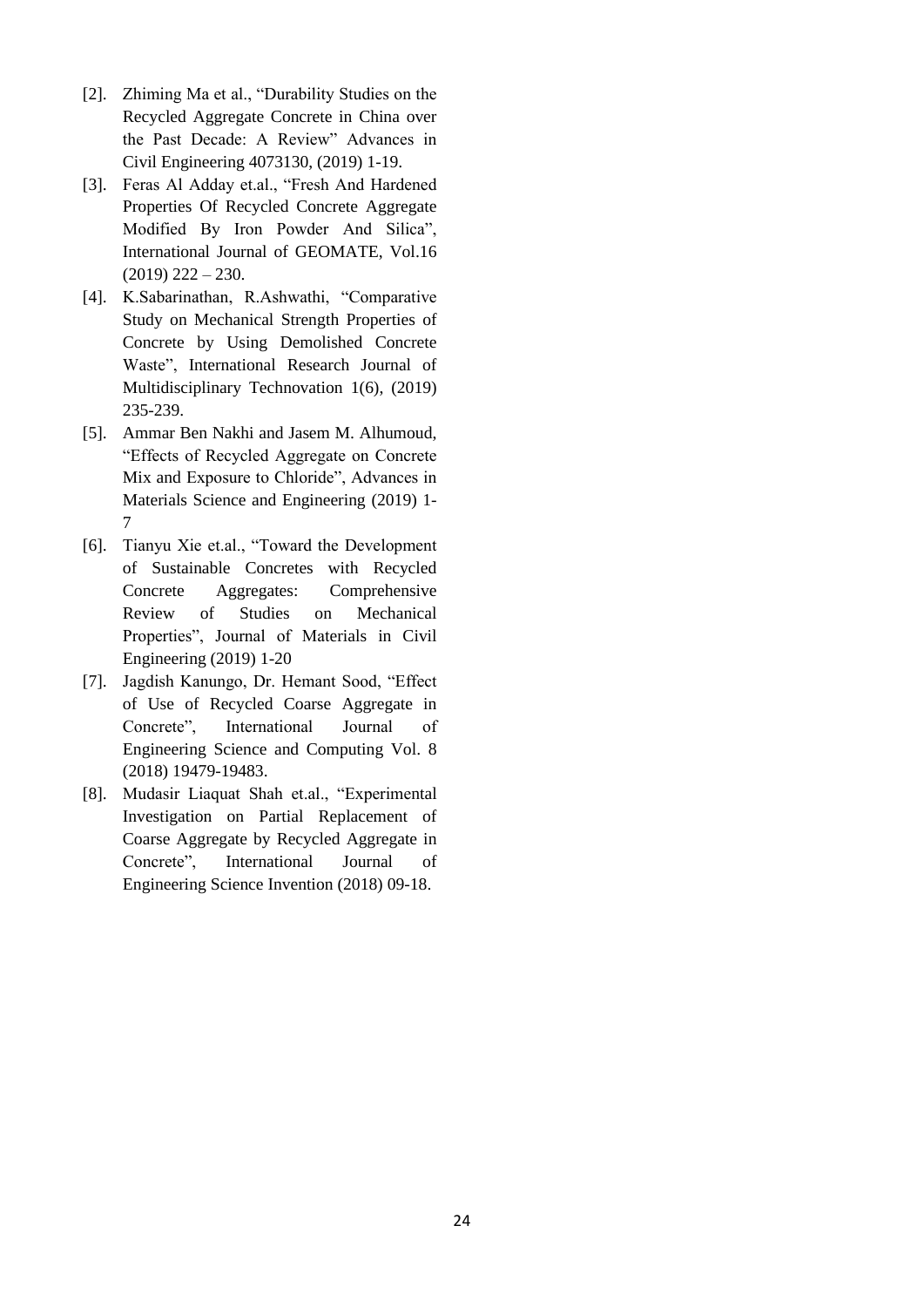[2]. Zhiming Ma et al., "Durability Studies on the Recycled Aggregate Concrete in China over the Past Decade: A Review" Advances in Civil Engineering 4073130, (2019) 1-19.

[3]. Feras Al Adday et.al., "Fresh And Hardened Properties Of Recycled Concrete Aggregate Modified By Iron Powder And Silica", International Journal of GEOMATE, Vol.16 (2019) 222 – 230.

[4]. K.Sabarinathan, R.Ashwathi, "Comparative Study on Mechanical Strength Properties of Concrete by Using Demolished Concrete Waste", International Research Journal of Multidisciplinary Technovation 1(6), (2019) 235-239.

[5]. Ammar Ben Nakhi and Jasem M. Alhumoud, "Effects of Recycled Aggregate on Concrete Mix and Exposure to Chloride", Advances in Materials Science and Engineering (2019) 1-7

[6]. Tianyu Xie et.al., "Toward the Development of Sustainable Concretes with Recycled Concrete Aggregates: Comprehensive Review of Studies on Mechanical Properties", Journal of Materials in Civil Engineering (2019) 1-20

[7]. Jagdish Kanungo, Dr. Hemant Sood, "Effect of Use of Recycled Coarse Aggregate in Concrete", International Journal of Engineering Science and Computing Vol. 8 (2018) 19479-19483.

[8]. Mudasir Liaquat Shah et.al., "Experimental Investigation on Partial Replacement of Coarse Aggregate by Recycled Aggregate in Concrete", International Journal of Engineering Science Invention (2018) 09-18.